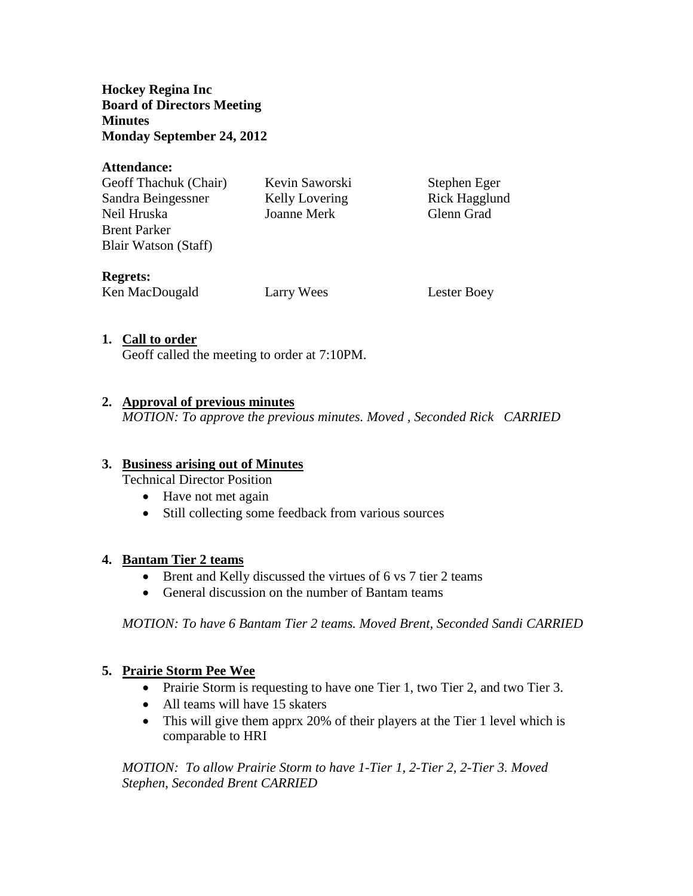**Hockey Regina Inc**
**Board of Directors Meeting**
**Minutes**
**Monday September 24, 2012**

**Attendance:**

| | | |
|---|---|---|
| Geoff Thachuk (Chair) | Kevin Saworski | Stephen Eger |
| Sandra Beingessner | Kelly Lovering | Rick Hagglund |
| Neil Hruska | Joanne Merk | Glenn Grad |
| Brent Parker | | |
| Blair Watson (Staff) | | |

**Regrets:**

| | | |
|---|---|---|
| Ken MacDougald | Larry Wees | Lester Boey |

1. **Call to order**

   Geoff called the meeting to order at 7:10PM.

2. **Approval of previous minutes**

   *MOTION: To approve the previous minutes. Moved , Seconded Rick CARRIED*

3. **Business arising out of Minutes**

   Technical Director Position

   - Have not met again
   - Still collecting some feedback from various sources

4. **Bantam Tier 2 teams**

   - Brent and Kelly discussed the virtues of 6 vs 7 tier 2 teams
   - General discussion on the number of Bantam teams

   *MOTION: To have 6 Bantam Tier 2 teams. Moved Brent, Seconded Sandi CARRIED*

5. **Prairie Storm Pee Wee**

   - Prairie Storm is requesting to have one Tier 1, two Tier 2, and two Tier 3.
   - All teams will have 15 skaters
   - This will give them apprx 20% of their players at the Tier 1 level which is comparable to HRI

   *MOTION: To allow Prairie Storm to have 1-Tier 1, 2-Tier 2, 2-Tier 3. Moved Stephen, Seconded Brent CARRIED*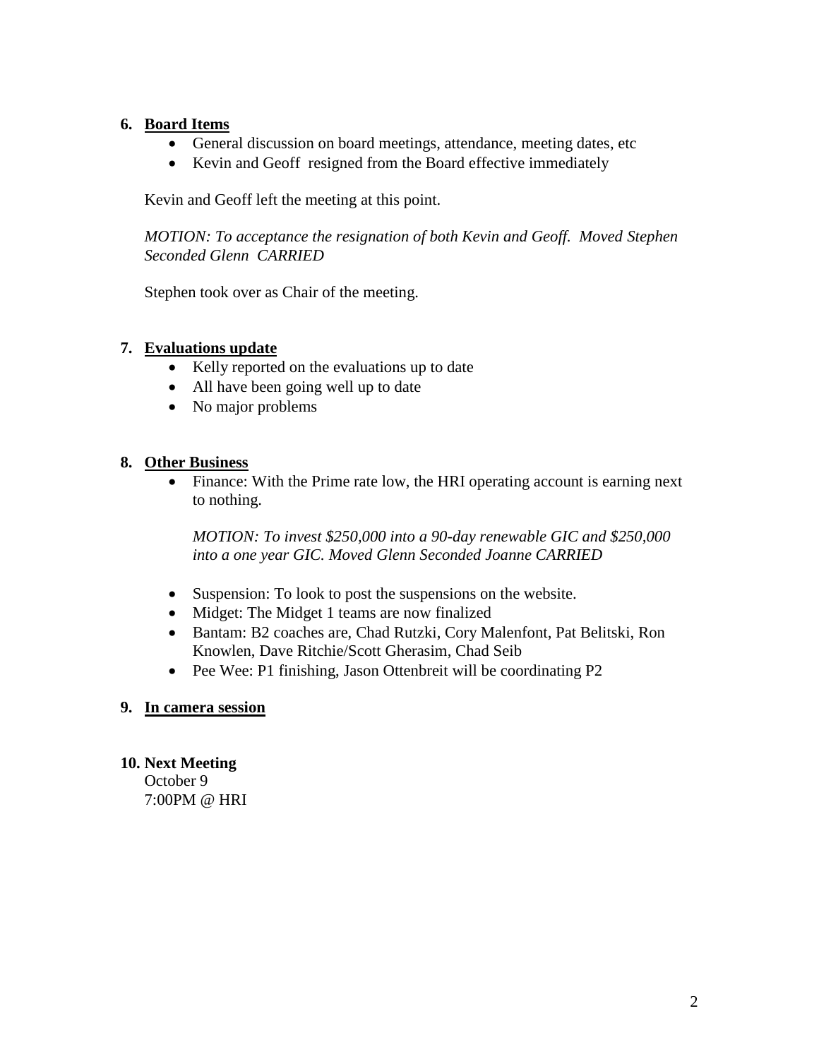6. **Board Items**
    - General discussion on board meetings, attendance, meeting dates, etc
    - Kevin and Geoff  resigned from the Board effective immediately

   Kevin and Geoff left the meeting at this point.

   *MOTION: To acceptance the resignation of both Kevin and Geoff.  Moved Stephen Seconded Glenn  CARRIED*

   Stephen took over as Chair of the meeting.

7. **Evaluations update**
    - Kelly reported on the evaluations up to date
    - All have been going well up to date
    - No major problems

8. **Other Business**
    - Finance: With the Prime rate low, the HRI operating account is earning next to nothing.

      *MOTION: To invest $250,000 into a 90-day renewable GIC and $250,000 into a one year GIC. Moved Glenn Seconded Joanne CARRIED*

    - Suspension: To look to post the suspensions on the website.
    - Midget: The Midget 1 teams are now finalized
    - Bantam: B2 coaches are, Chad Rutzki, Cory Malenfont, Pat Belitski, Ron Knowlen, Dave Ritchie/Scott Gherasim, Chad Seib
    - Pee Wee: P1 finishing, Jason Ottenbreit will be coordinating P2

9. **In camera session**

10. **Next Meeting**

    October 9
    7:00PM @ HRI